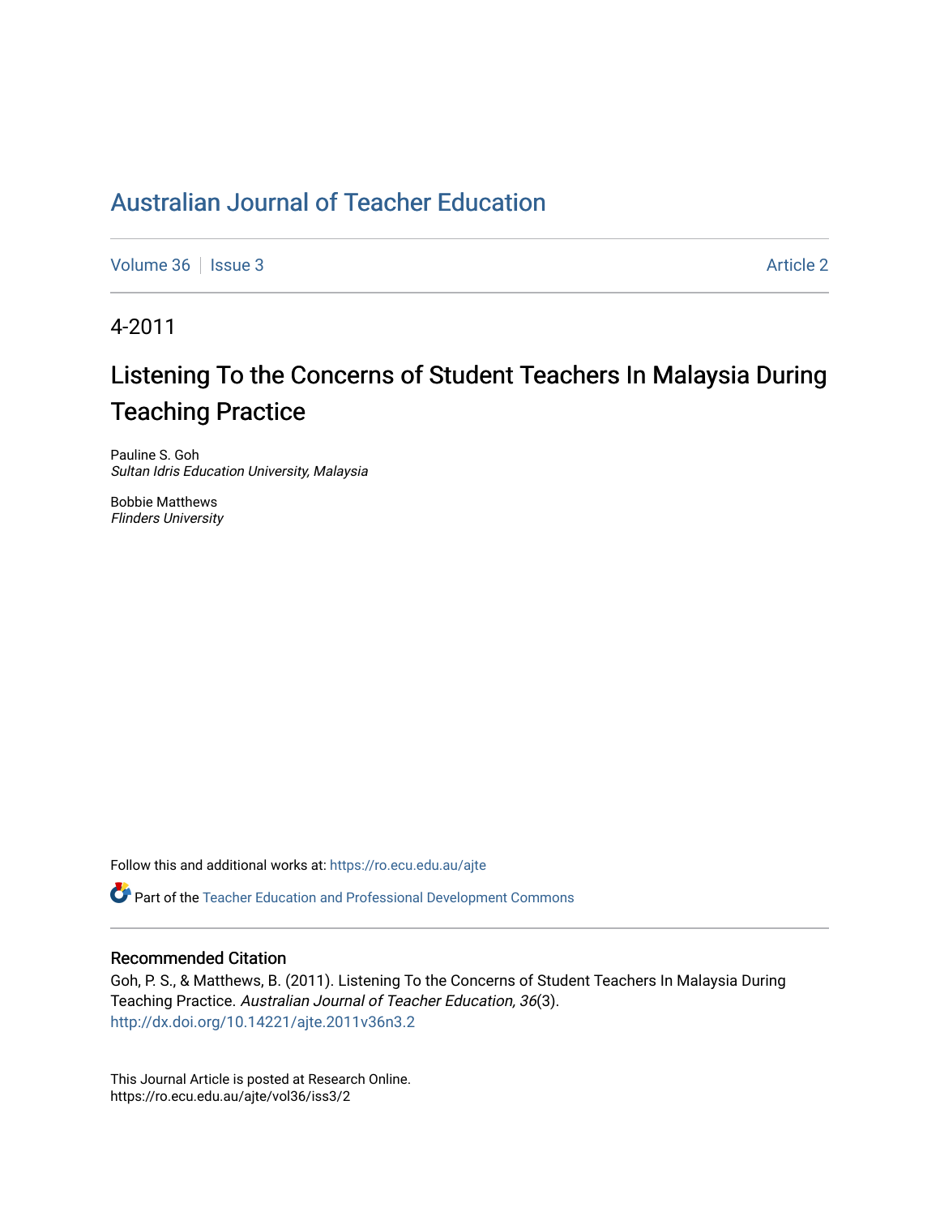# Australian Journal of Teacher Education

Volume 36 | Issue 3 | Article 2

4-2011

## Listening To the Concerns of Student Teachers In Malaysia During Teaching Practice

Pauline S. Goh
*Sultan Idris Education University, Malaysia*

Bobbie Matthews
*Flinders University*

Follow this and additional works at: https://ro.ecu.edu.au/ajte

Part of the Teacher Education and Professional Development Commons

### Recommended Citation

Goh, P. S., & Matthews, B. (2011). Listening To the Concerns of Student Teachers In Malaysia During Teaching Practice. *Australian Journal of Teacher Education, 36*(3).
http://dx.doi.org/10.14221/ajte.2011v36n3.2

This Journal Article is posted at Research Online.
https://ro.ecu.edu.au/ajte/vol36/iss3/2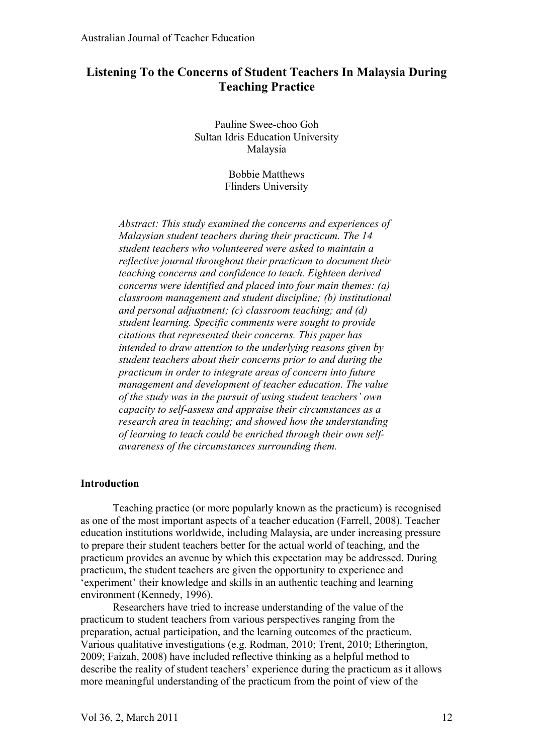# Listening To the Concerns of Student Teachers In Malaysia During Teaching Practice

Pauline Swee-choo Goh
Sultan Idris Education University
Malaysia

Bobbie Matthews
Flinders University

*Abstract: This study examined the concerns and experiences of Malaysian student teachers during their practicum. The 14 student teachers who volunteered were asked to maintain a reflective journal throughout their practicum to document their teaching concerns and confidence to teach. Eighteen derived concerns were identified and placed into four main themes: (a) classroom management and student discipline; (b) institutional and personal adjustment; (c) classroom teaching; and (d) student learning. Specific comments were sought to provide citations that represented their concerns. This paper has intended to draw attention to the underlying reasons given by student teachers about their concerns prior to and during the practicum in order to integrate areas of concern into future management and development of teacher education. The value of the study was in the pursuit of using student teachers' own capacity to self-assess and appraise their circumstances as a research area in teaching; and showed how the understanding of learning to teach could be enriched through their own self-awareness of the circumstances surrounding them.*

## Introduction

Teaching practice (or more popularly known as the practicum) is recognised as one of the most important aspects of a teacher education (Farrell, 2008). Teacher education institutions worldwide, including Malaysia, are under increasing pressure to prepare their student teachers better for the actual world of teaching, and the practicum provides an avenue by which this expectation may be addressed. During practicum, the student teachers are given the opportunity to experience and 'experiment' their knowledge and skills in an authentic teaching and learning environment (Kennedy, 1996).

Researchers have tried to increase understanding of the value of the practicum to student teachers from various perspectives ranging from the preparation, actual participation, and the learning outcomes of the practicum. Various qualitative investigations (e.g. Rodman, 2010; Trent, 2010; Etherington, 2009; Faizah, 2008) have included reflective thinking as a helpful method to describe the reality of student teachers' experience during the practicum as it allows more meaningful understanding of the practicum from the point of view of the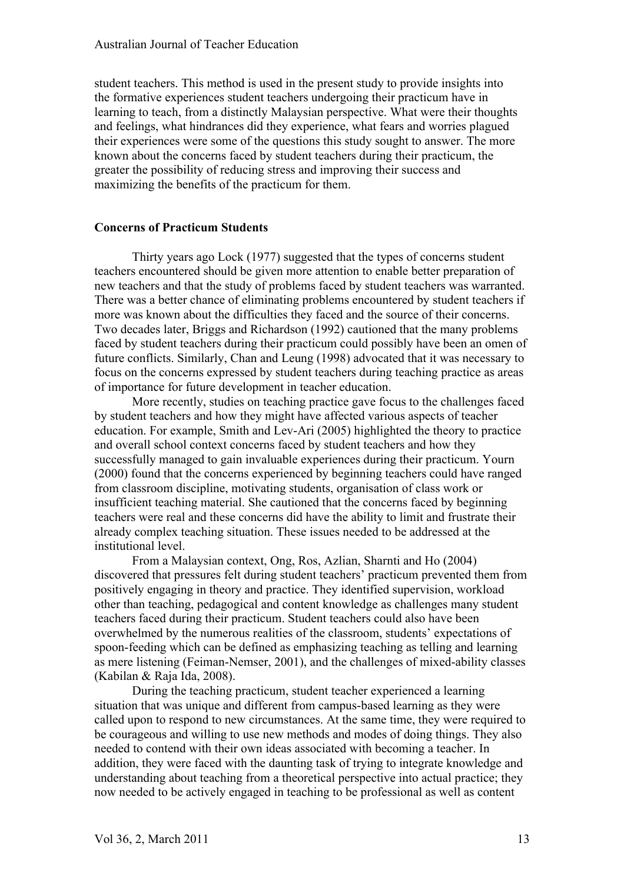student teachers. This method is used in the present study to provide insights into the formative experiences student teachers undergoing their practicum have in learning to teach, from a distinctly Malaysian perspective. What were their thoughts and feelings, what hindrances did they experience, what fears and worries plagued their experiences were some of the questions this study sought to answer. The more known about the concerns faced by student teachers during their practicum, the greater the possibility of reducing stress and improving their success and maximizing the benefits of the practicum for them.

## Concerns of Practicum Students

Thirty years ago Lock (1977) suggested that the types of concerns student teachers encountered should be given more attention to enable better preparation of new teachers and that the study of problems faced by student teachers was warranted. There was a better chance of eliminating problems encountered by student teachers if more was known about the difficulties they faced and the source of their concerns. Two decades later, Briggs and Richardson (1992) cautioned that the many problems faced by student teachers during their practicum could possibly have been an omen of future conflicts. Similarly, Chan and Leung (1998) advocated that it was necessary to focus on the concerns expressed by student teachers during teaching practice as areas of importance for future development in teacher education.

More recently, studies on teaching practice gave focus to the challenges faced by student teachers and how they might have affected various aspects of teacher education. For example, Smith and Lev-Ari (2005) highlighted the theory to practice and overall school context concerns faced by student teachers and how they successfully managed to gain invaluable experiences during their practicum. Yourn (2000) found that the concerns experienced by beginning teachers could have ranged from classroom discipline, motivating students, organisation of class work or insufficient teaching material. She cautioned that the concerns faced by beginning teachers were real and these concerns did have the ability to limit and frustrate their already complex teaching situation. These issues needed to be addressed at the institutional level.

From a Malaysian context, Ong, Ros, Azlian, Sharnti and Ho (2004) discovered that pressures felt during student teachers' practicum prevented them from positively engaging in theory and practice. They identified supervision, workload other than teaching, pedagogical and content knowledge as challenges many student teachers faced during their practicum. Student teachers could also have been overwhelmed by the numerous realities of the classroom, students' expectations of spoon-feeding which can be defined as emphasizing teaching as telling and learning as mere listening (Feiman-Nemser, 2001), and the challenges of mixed-ability classes (Kabilan & Raja Ida, 2008).

During the teaching practicum, student teacher experienced a learning situation that was unique and different from campus-based learning as they were called upon to respond to new circumstances. At the same time, they were required to be courageous and willing to use new methods and modes of doing things. They also needed to contend with their own ideas associated with becoming a teacher. In addition, they were faced with the daunting task of trying to integrate knowledge and understanding about teaching from a theoretical perspective into actual practice; they now needed to be actively engaged in teaching to be professional as well as content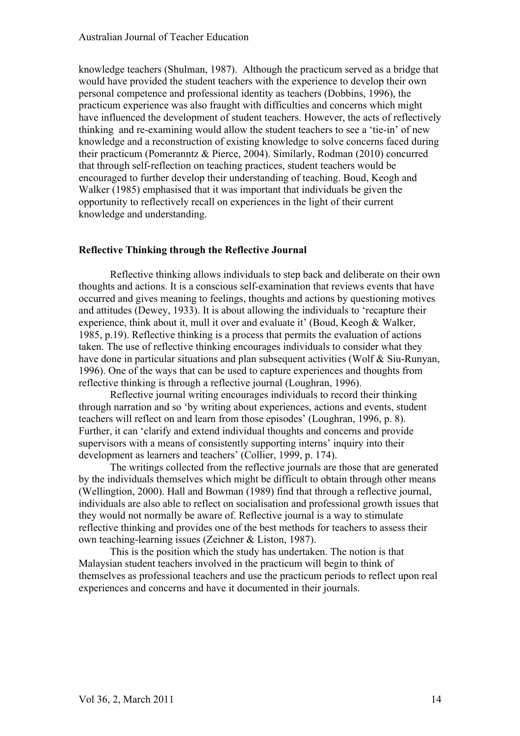knowledge teachers (Shulman, 1987). Although the practicum served as a bridge that would have provided the student teachers with the experience to develop their own personal competence and professional identity as teachers (Dobbins, 1996), the practicum experience was also fraught with difficulties and concerns which might have influenced the development of student teachers. However, the acts of reflectively thinking and re-examining would allow the student teachers to see a 'tie-in' of new knowledge and a reconstruction of existing knowledge to solve concerns faced during their practicum (Pomeranntz & Pierce, 2004). Similarly, Rodman (2010) concurred that through self-reflection on teaching practices, student teachers would be encouraged to further develop their understanding of teaching. Boud, Keogh and Walker (1985) emphasised that it was important that individuals be given the opportunity to reflectively recall on experiences in the light of their current knowledge and understanding.

## Reflective Thinking through the Reflective Journal

Reflective thinking allows individuals to step back and deliberate on their own thoughts and actions. It is a conscious self-examination that reviews events that have occurred and gives meaning to feelings, thoughts and actions by questioning motives and attitudes (Dewey, 1933). It is about allowing the individuals to 'recapture their experience, think about it, mull it over and evaluate it' (Boud, Keogh & Walker, 1985, p.19). Reflective thinking is a process that permits the evaluation of actions taken. The use of reflective thinking encourages individuals to consider what they have done in particular situations and plan subsequent activities (Wolf & Siu-Runyan, 1996). One of the ways that can be used to capture experiences and thoughts from reflective thinking is through a reflective journal (Loughran, 1996).

Reflective journal writing encourages individuals to record their thinking through narration and so 'by writing about experiences, actions and events, student teachers will reflect on and learn from those episodes' (Loughran, 1996, p. 8). Further, it can 'clarify and extend individual thoughts and concerns and provide supervisors with a means of consistently supporting interns' inquiry into their development as learners and teachers' (Collier, 1999, p. 174).

The writings collected from the reflective journals are those that are generated by the individuals themselves which might be difficult to obtain through other means (Wellingtion, 2000). Hall and Bowman (1989) find that through a reflective journal, individuals are also able to reflect on socialisation and professional growth issues that they would not normally be aware of. Reflective journal is a way to stimulate reflective thinking and provides one of the best methods for teachers to assess their own teaching-learning issues (Zeichner & Liston, 1987).

This is the position which the study has undertaken. The notion is that Malaysian student teachers involved in the practicum will begin to think of themselves as professional teachers and use the practicum periods to reflect upon real experiences and concerns and have it documented in their journals.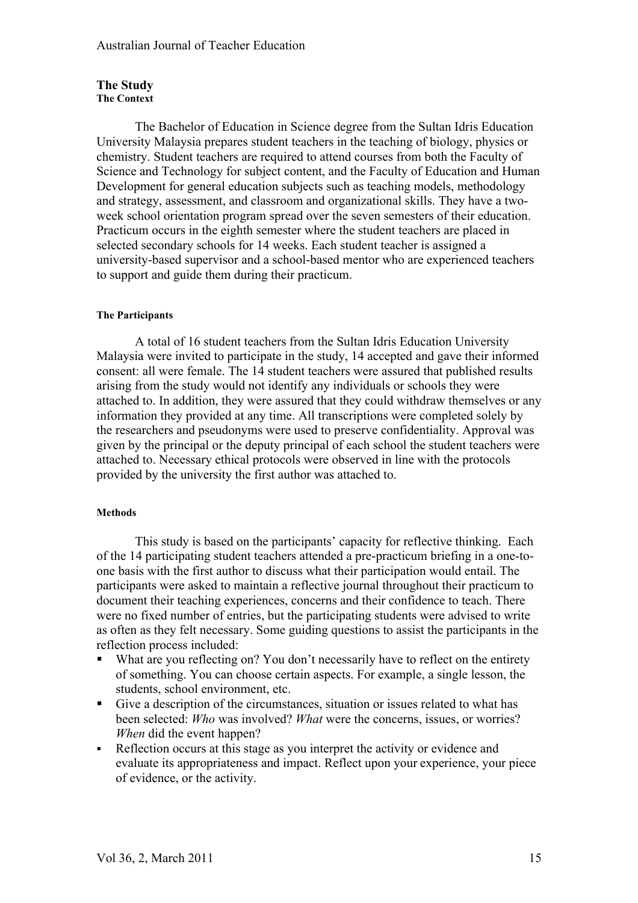## The Study

### The Context

The Bachelor of Education in Science degree from the Sultan Idris Education University Malaysia prepares student teachers in the teaching of biology, physics or chemistry. Student teachers are required to attend courses from both the Faculty of Science and Technology for subject content, and the Faculty of Education and Human Development for general education subjects such as teaching models, methodology and strategy, assessment, and classroom and organizational skills. They have a two-week school orientation program spread over the seven semesters of their education. Practicum occurs in the eighth semester where the student teachers are placed in selected secondary schools for 14 weeks. Each student teacher is assigned a university-based supervisor and a school-based mentor who are experienced teachers to support and guide them during their practicum.

#### The Participants

A total of 16 student teachers from the Sultan Idris Education University Malaysia were invited to participate in the study, 14 accepted and gave their informed consent: all were female. The 14 student teachers were assured that published results arising from the study would not identify any individuals or schools they were attached to. In addition, they were assured that they could withdraw themselves or any information they provided at any time. All transcriptions were completed solely by the researchers and pseudonyms were used to preserve confidentiality. Approval was given by the principal or the deputy principal of each school the student teachers were attached to. Necessary ethical protocols were observed in line with the protocols provided by the university the first author was attached to.

#### Methods

This study is based on the participants' capacity for reflective thinking. Each of the 14 participating student teachers attended a pre-practicum briefing in a one-to-one basis with the first author to discuss what their participation would entail. The participants were asked to maintain a reflective journal throughout their practicum to document their teaching experiences, concerns and their confidence to teach. There were no fixed number of entries, but the participating students were advised to write as often as they felt necessary. Some guiding questions to assist the participants in the reflection process included:

- What are you reflecting on? You don't necessarily have to reflect on the entirety of something. You can choose certain aspects. For example, a single lesson, the students, school environment, etc.
- Give a description of the circumstances, situation or issues related to what has been selected: *Who* was involved? *What* were the concerns, issues, or worries? *When* did the event happen?
- Reflection occurs at this stage as you interpret the activity or evidence and evaluate its appropriateness and impact. Reflect upon your experience, your piece of evidence, or the activity.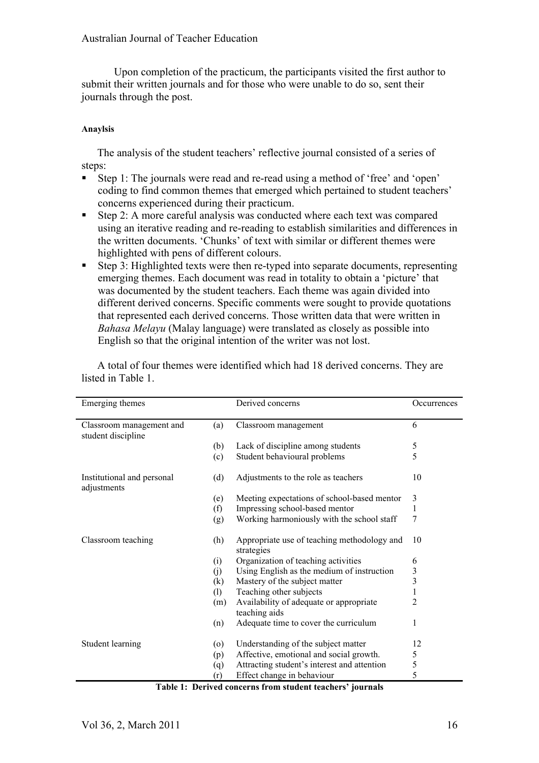Upon completion of the practicum, the participants visited the first author to submit their written journals and for those who were unable to do so, sent their journals through the post.

#### Anaylsis

The analysis of the student teachers' reflective journal consisted of a series of steps:

- Step 1: The journals were read and re-read using a method of 'free' and 'open' coding to find common themes that emerged which pertained to student teachers' concerns experienced during their practicum.
- Step 2: A more careful analysis was conducted where each text was compared using an iterative reading and re-reading to establish similarities and differences in the written documents. 'Chunks' of text with similar or different themes were highlighted with pens of different colours.
- Step 3: Highlighted texts were then re-typed into separate documents, representing emerging themes. Each document was read in totality to obtain a 'picture' that was documented by the student teachers. Each theme was again divided into different derived concerns. Specific comments were sought to provide quotations that represented each derived concerns. Those written data that were written in *Bahasa Melayu* (Malay language) were translated as closely as possible into English so that the original intention of the writer was not lost.

A total of four themes were identified which had 18 derived concerns. They are listed in Table 1.

| Emerging themes | | Derived concerns | Occurrences |
|---|---|---|---|
| Classroom management and student discipline | (a) | Classroom management | 6 |
| | (b) | Lack of discipline among students | 5 |
| | (c) | Student behavioural problems | 5 |
| Institutional and personal adjustments | (d) | Adjustments to the role as teachers | 10 |
| | (e) | Meeting expectations of school-based mentor | 3 |
| | (f) | Impressing school-based mentor | 1 |
| | (g) | Working harmoniously with the school staff | 7 |
| Classroom teaching | (h) | Appropriate use of teaching methodology and strategies | 10 |
| | (i) | Organization of teaching activities | 6 |
| | (j) | Using English as the medium of instruction | 3 |
| | (k) | Mastery of the subject matter | 3 |
| | (l) | Teaching other subjects | 1 |
| | (m) | Availability of adequate or appropriate teaching aids | 2 |
| | (n) | Adequate time to cover the curriculum | 1 |
| Student learning | (o) | Understanding of the subject matter | 12 |
| | (p) | Affective, emotional and social growth. | 5 |
| | (q) | Attracting student's interest and attention | 5 |
| | (r) | Effect change in behaviour | 5 |

**Table 1: Derived concerns from student teachers' journals**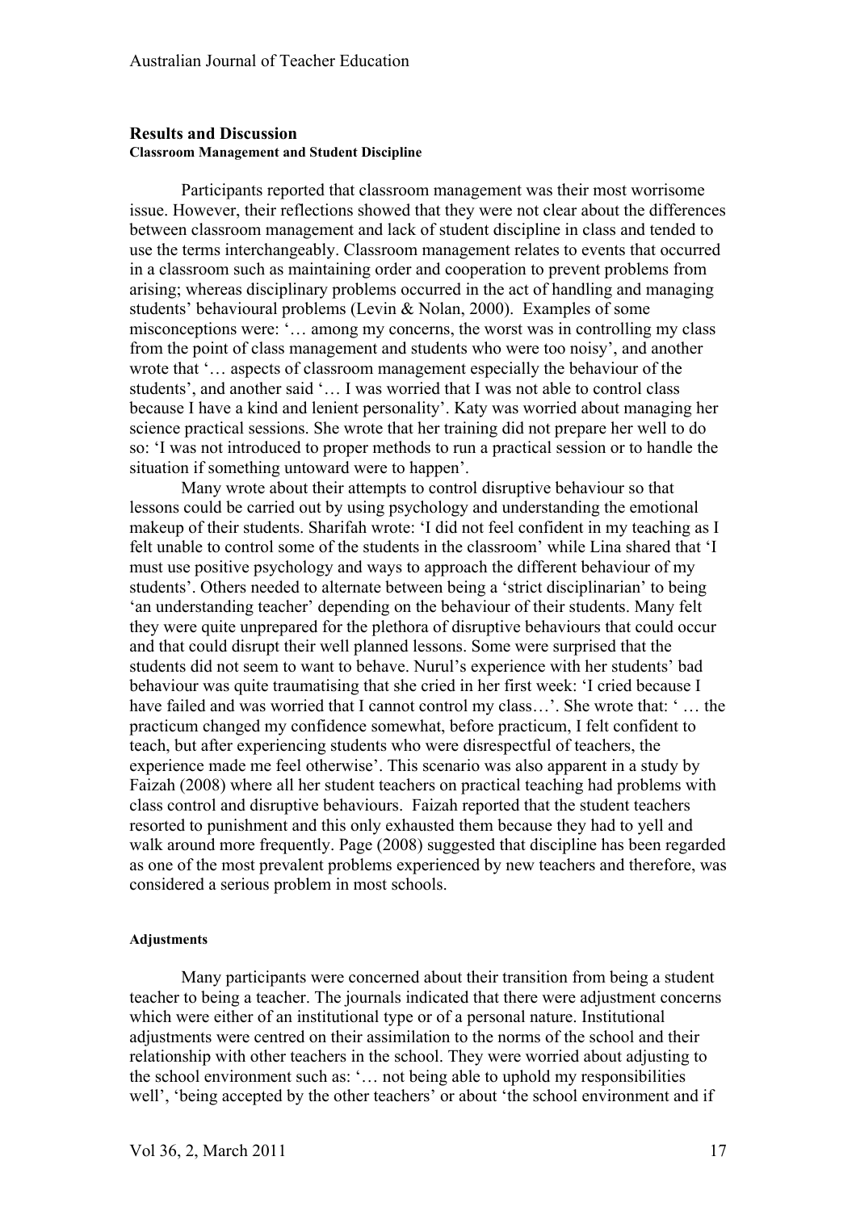## Results and Discussion

### Classroom Management and Student Discipline

Participants reported that classroom management was their most worrisome issue. However, their reflections showed that they were not clear about the differences between classroom management and lack of student discipline in class and tended to use the terms interchangeably. Classroom management relates to events that occurred in a classroom such as maintaining order and cooperation to prevent problems from arising; whereas disciplinary problems occurred in the act of handling and managing students' behavioural problems (Levin & Nolan, 2000). Examples of some misconceptions were: '… among my concerns, the worst was in controlling my class from the point of class management and students who were too noisy', and another wrote that '… aspects of classroom management especially the behaviour of the students', and another said '… I was worried that I was not able to control class because I have a kind and lenient personality'. Katy was worried about managing her science practical sessions. She wrote that her training did not prepare her well to do so: 'I was not introduced to proper methods to run a practical session or to handle the situation if something untoward were to happen'.

Many wrote about their attempts to control disruptive behaviour so that lessons could be carried out by using psychology and understanding the emotional makeup of their students. Sharifah wrote: 'I did not feel confident in my teaching as I felt unable to control some of the students in the classroom' while Lina shared that 'I must use positive psychology and ways to approach the different behaviour of my students'. Others needed to alternate between being a 'strict disciplinarian' to being 'an understanding teacher' depending on the behaviour of their students. Many felt they were quite unprepared for the plethora of disruptive behaviours that could occur and that could disrupt their well planned lessons. Some were surprised that the students did not seem to want to behave. Nurul's experience with her students' bad behaviour was quite traumatising that she cried in her first week: 'I cried because I have failed and was worried that I cannot control my class…'. She wrote that: ' … the practicum changed my confidence somewhat, before practicum, I felt confident to teach, but after experiencing students who were disrespectful of teachers, the experience made me feel otherwise'. This scenario was also apparent in a study by Faizah (2008) where all her student teachers on practical teaching had problems with class control and disruptive behaviours. Faizah reported that the student teachers resorted to punishment and this only exhausted them because they had to yell and walk around more frequently. Page (2008) suggested that discipline has been regarded as one of the most prevalent problems experienced by new teachers and therefore, was considered a serious problem in most schools.

#### Adjustments

Many participants were concerned about their transition from being a student teacher to being a teacher. The journals indicated that there were adjustment concerns which were either of an institutional type or of a personal nature. Institutional adjustments were centred on their assimilation to the norms of the school and their relationship with other teachers in the school. They were worried about adjusting to the school environment such as: '… not being able to uphold my responsibilities well', 'being accepted by the other teachers' or about 'the school environment and if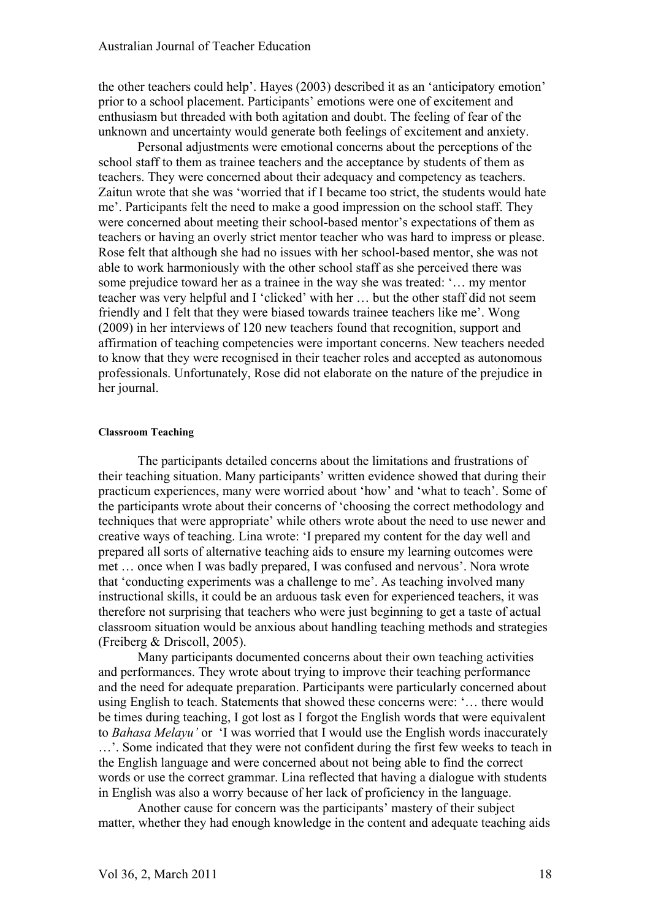the other teachers could help'. Hayes (2003) described it as an 'anticipatory emotion' prior to a school placement. Participants' emotions were one of excitement and enthusiasm but threaded with both agitation and doubt. The feeling of fear of the unknown and uncertainty would generate both feelings of excitement and anxiety.

Personal adjustments were emotional concerns about the perceptions of the school staff to them as trainee teachers and the acceptance by students of them as teachers. They were concerned about their adequacy and competency as teachers. Zaitun wrote that she was 'worried that if I became too strict, the students would hate me'. Participants felt the need to make a good impression on the school staff. They were concerned about meeting their school-based mentor's expectations of them as teachers or having an overly strict mentor teacher who was hard to impress or please. Rose felt that although she had no issues with her school-based mentor, she was not able to work harmoniously with the other school staff as she perceived there was some prejudice toward her as a trainee in the way she was treated: '… my mentor teacher was very helpful and I 'clicked' with her … but the other staff did not seem friendly and I felt that they were biased towards trainee teachers like me'. Wong (2009) in her interviews of 120 new teachers found that recognition, support and affirmation of teaching competencies were important concerns. New teachers needed to know that they were recognised in their teacher roles and accepted as autonomous professionals. Unfortunately, Rose did not elaborate on the nature of the prejudice in her journal.

#### Classroom Teaching

The participants detailed concerns about the limitations and frustrations of their teaching situation. Many participants' written evidence showed that during their practicum experiences, many were worried about 'how' and 'what to teach'. Some of the participants wrote about their concerns of 'choosing the correct methodology and techniques that were appropriate' while others wrote about the need to use newer and creative ways of teaching. Lina wrote: 'I prepared my content for the day well and prepared all sorts of alternative teaching aids to ensure my learning outcomes were met … once when I was badly prepared, I was confused and nervous'. Nora wrote that 'conducting experiments was a challenge to me'. As teaching involved many instructional skills, it could be an arduous task even for experienced teachers, it was therefore not surprising that teachers who were just beginning to get a taste of actual classroom situation would be anxious about handling teaching methods and strategies (Freiberg & Driscoll, 2005).

Many participants documented concerns about their own teaching activities and performances. They wrote about trying to improve their teaching performance and the need for adequate preparation. Participants were particularly concerned about using English to teach. Statements that showed these concerns were: '… there would be times during teaching, I got lost as I forgot the English words that were equivalent to *Bahasa Melayu'* or 'I was worried that I would use the English words inaccurately …'. Some indicated that they were not confident during the first few weeks to teach in the English language and were concerned about not being able to find the correct words or use the correct grammar. Lina reflected that having a dialogue with students in English was also a worry because of her lack of proficiency in the language.

Another cause for concern was the participants' mastery of their subject matter, whether they had enough knowledge in the content and adequate teaching aids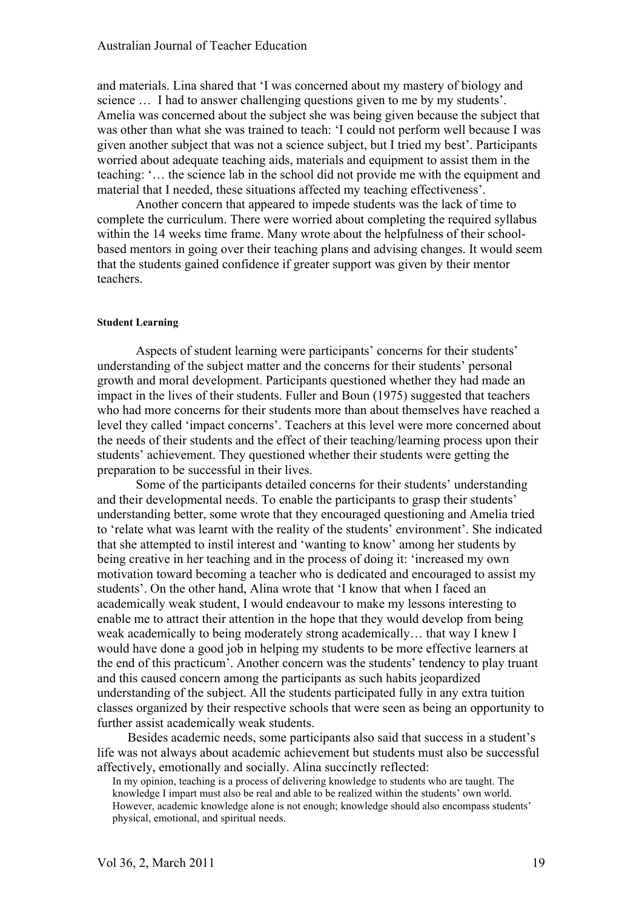and materials. Lina shared that 'I was concerned about my mastery of biology and science … I had to answer challenging questions given to me by my students'. Amelia was concerned about the subject she was being given because the subject that was other than what she was trained to teach: 'I could not perform well because I was given another subject that was not a science subject, but I tried my best'. Participants worried about adequate teaching aids, materials and equipment to assist them in the teaching: '… the science lab in the school did not provide me with the equipment and material that I needed, these situations affected my teaching effectiveness'.

Another concern that appeared to impede students was the lack of time to complete the curriculum. There were worried about completing the required syllabus within the 14 weeks time frame. Many wrote about the helpfulness of their school-based mentors in going over their teaching plans and advising changes. It would seem that the students gained confidence if greater support was given by their mentor teachers.

#### Student Learning

Aspects of student learning were participants' concerns for their students' understanding of the subject matter and the concerns for their students' personal growth and moral development. Participants questioned whether they had made an impact in the lives of their students. Fuller and Boun (1975) suggested that teachers who had more concerns for their students more than about themselves have reached a level they called 'impact concerns'. Teachers at this level were more concerned about the needs of their students and the effect of their teaching/learning process upon their students' achievement. They questioned whether their students were getting the preparation to be successful in their lives.

Some of the participants detailed concerns for their students' understanding and their developmental needs. To enable the participants to grasp their students' understanding better, some wrote that they encouraged questioning and Amelia tried to 'relate what was learnt with the reality of the students' environment'. She indicated that she attempted to instil interest and 'wanting to know' among her students by being creative in her teaching and in the process of doing it: 'increased my own motivation toward becoming a teacher who is dedicated and encouraged to assist my students'. On the other hand, Alina wrote that 'I know that when I faced an academically weak student, I would endeavour to make my lessons interesting to enable me to attract their attention in the hope that they would develop from being weak academically to being moderately strong academically… that way I knew I would have done a good job in helping my students to be more effective learners at the end of this practicum'. Another concern was the students' tendency to play truant and this caused concern among the participants as such habits jeopardized understanding of the subject. All the students participated fully in any extra tuition classes organized by their respective schools that were seen as being an opportunity to further assist academically weak students.

Besides academic needs, some participants also said that success in a student's life was not always about academic achievement but students must also be successful affectively, emotionally and socially. Alina succinctly reflected:

> In my opinion, teaching is a process of delivering knowledge to students who are taught. The knowledge I impart must also be real and able to be realized within the students' own world. However, academic knowledge alone is not enough; knowledge should also encompass students' physical, emotional, and spiritual needs.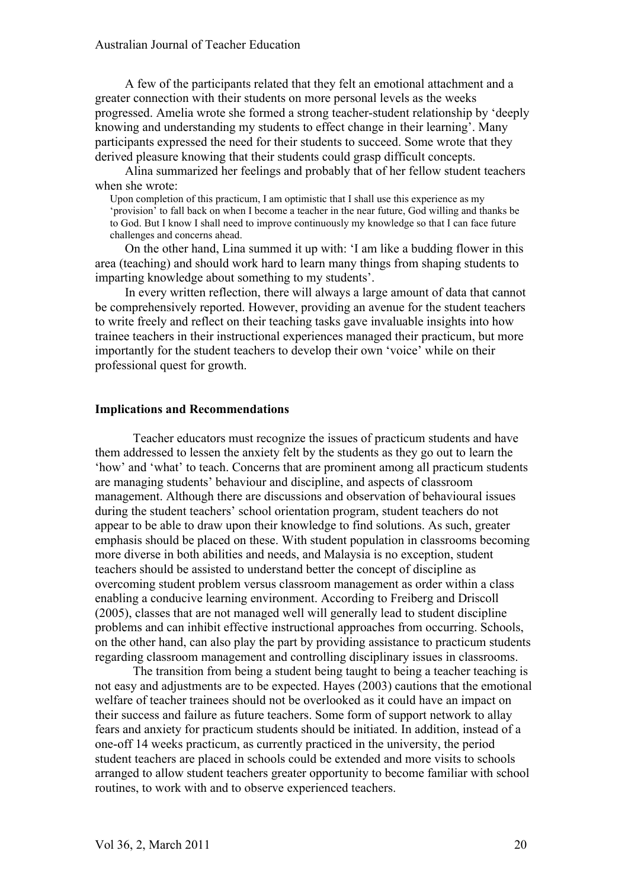A few of the participants related that they felt an emotional attachment and a greater connection with their students on more personal levels as the weeks progressed. Amelia wrote she formed a strong teacher-student relationship by 'deeply knowing and understanding my students to effect change in their learning'. Many participants expressed the need for their students to succeed. Some wrote that they derived pleasure knowing that their students could grasp difficult concepts.

Alina summarized her feelings and probably that of her fellow student teachers when she wrote:

> Upon completion of this practicum, I am optimistic that I shall use this experience as my 'provision' to fall back on when I become a teacher in the near future, God willing and thanks be to God. But I know I shall need to improve continuously my knowledge so that I can face future challenges and concerns ahead.

On the other hand, Lina summed it up with: 'I am like a budding flower in this area (teaching) and should work hard to learn many things from shaping students to imparting knowledge about something to my students'.

In every written reflection, there will always a large amount of data that cannot be comprehensively reported. However, providing an avenue for the student teachers to write freely and reflect on their teaching tasks gave invaluable insights into how trainee teachers in their instructional experiences managed their practicum, but more importantly for the student teachers to develop their own 'voice' while on their professional quest for growth.

**Implications and Recommendations**

Teacher educators must recognize the issues of practicum students and have them addressed to lessen the anxiety felt by the students as they go out to learn the 'how' and 'what' to teach. Concerns that are prominent among all practicum students are managing students' behaviour and discipline, and aspects of classroom management. Although there are discussions and observation of behavioural issues during the student teachers' school orientation program, student teachers do not appear to be able to draw upon their knowledge to find solutions. As such, greater emphasis should be placed on these. With student population in classrooms becoming more diverse in both abilities and needs, and Malaysia is no exception, student teachers should be assisted to understand better the concept of discipline as overcoming student problem versus classroom management as order within a class enabling a conducive learning environment. According to Freiberg and Driscoll (2005), classes that are not managed well will generally lead to student discipline problems and can inhibit effective instructional approaches from occurring. Schools, on the other hand, can also play the part by providing assistance to practicum students regarding classroom management and controlling disciplinary issues in classrooms.

The transition from being a student being taught to being a teacher teaching is not easy and adjustments are to be expected. Hayes (2003) cautions that the emotional welfare of teacher trainees should not be overlooked as it could have an impact on their success and failure as future teachers. Some form of support network to allay fears and anxiety for practicum students should be initiated. In addition, instead of a one-off 14 weeks practicum, as currently practiced in the university, the period student teachers are placed in schools could be extended and more visits to schools arranged to allow student teachers greater opportunity to become familiar with school routines, to work with and to observe experienced teachers.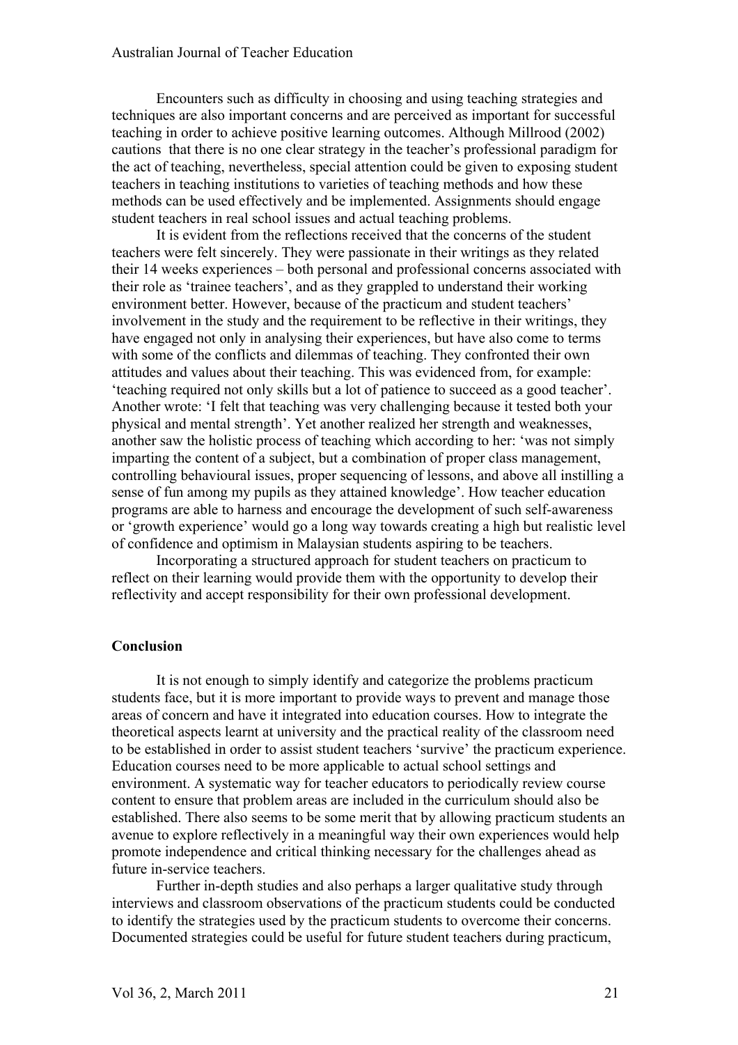Encounters such as difficulty in choosing and using teaching strategies and techniques are also important concerns and are perceived as important for successful teaching in order to achieve positive learning outcomes. Although Millrood (2002) cautions  that there is no one clear strategy in the teacher's professional paradigm for the act of teaching, nevertheless, special attention could be given to exposing student teachers in teaching institutions to varieties of teaching methods and how these methods can be used effectively and be implemented. Assignments should engage student teachers in real school issues and actual teaching problems.

It is evident from the reflections received that the concerns of the student teachers were felt sincerely. They were passionate in their writings as they related their 14 weeks experiences – both personal and professional concerns associated with their role as 'trainee teachers', and as they grappled to understand their working environment better. However, because of the practicum and student teachers' involvement in the study and the requirement to be reflective in their writings, they have engaged not only in analysing their experiences, but have also come to terms with some of the conflicts and dilemmas of teaching. They confronted their own attitudes and values about their teaching. This was evidenced from, for example: 'teaching required not only skills but a lot of patience to succeed as a good teacher'. Another wrote: 'I felt that teaching was very challenging because it tested both your physical and mental strength'. Yet another realized her strength and weaknesses, another saw the holistic process of teaching which according to her: 'was not simply imparting the content of a subject, but a combination of proper class management, controlling behavioural issues, proper sequencing of lessons, and above all instilling a sense of fun among my pupils as they attained knowledge'. How teacher education programs are able to harness and encourage the development of such self-awareness or 'growth experience' would go a long way towards creating a high but realistic level of confidence and optimism in Malaysian students aspiring to be teachers.

Incorporating a structured approach for student teachers on practicum to reflect on their learning would provide them with the opportunity to develop their reflectivity and accept responsibility for their own professional development.

## Conclusion

It is not enough to simply identify and categorize the problems practicum students face, but it is more important to provide ways to prevent and manage those areas of concern and have it integrated into education courses. How to integrate the theoretical aspects learnt at university and the practical reality of the classroom need to be established in order to assist student teachers 'survive' the practicum experience. Education courses need to be more applicable to actual school settings and environment. A systematic way for teacher educators to periodically review course content to ensure that problem areas are included in the curriculum should also be established. There also seems to be some merit that by allowing practicum students an avenue to explore reflectively in a meaningful way their own experiences would help promote independence and critical thinking necessary for the challenges ahead as future in-service teachers.

Further in-depth studies and also perhaps a larger qualitative study through interviews and classroom observations of the practicum students could be conducted to identify the strategies used by the practicum students to overcome their concerns. Documented strategies could be useful for future student teachers during practicum,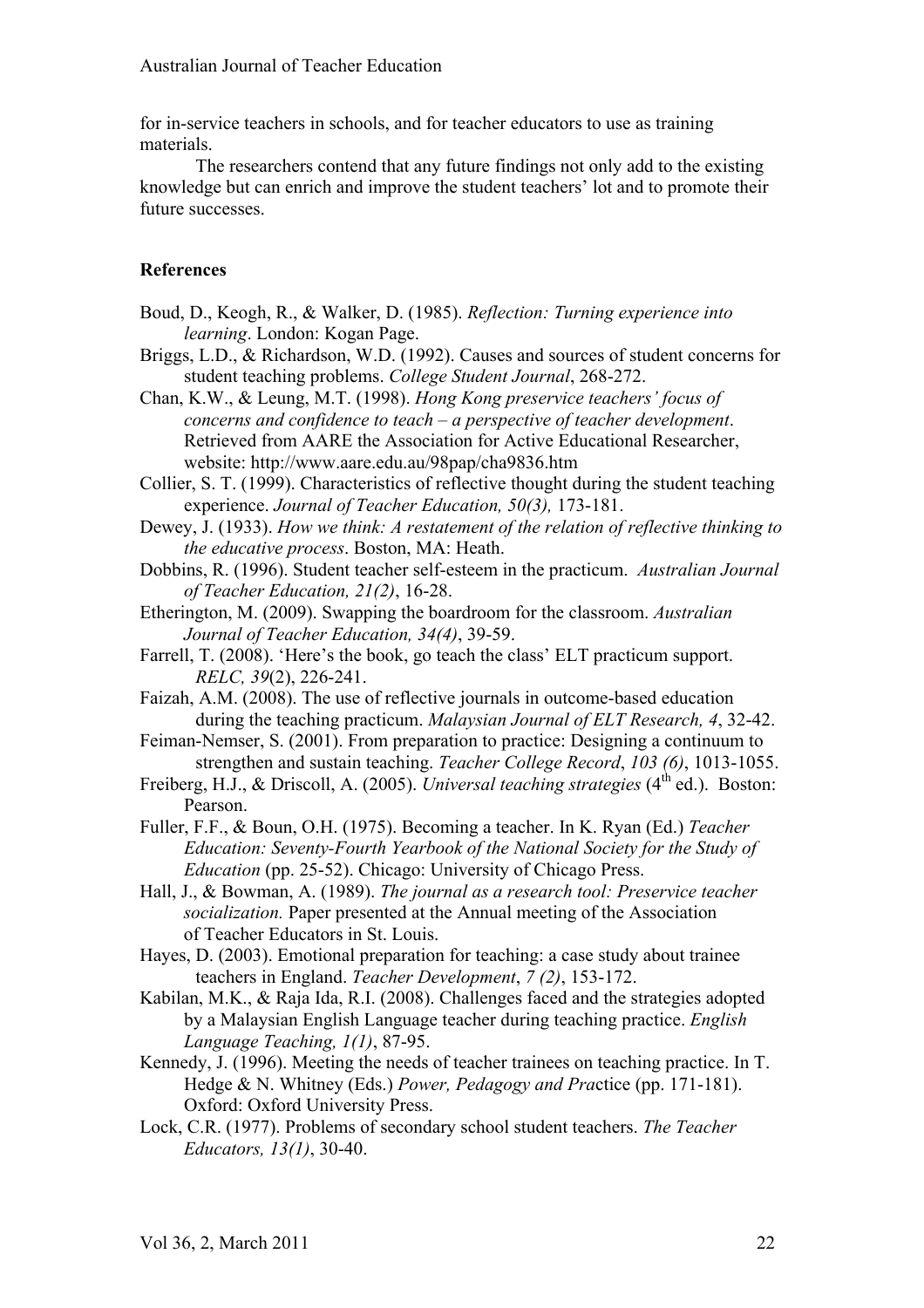for in-service teachers in schools, and for teacher educators to use as training materials.

The researchers contend that any future findings not only add to the existing knowledge but can enrich and improve the student teachers' lot and to promote their future successes.

## References

Boud, D., Keogh, R., & Walker, D. (1985). *Reflection: Turning experience into learning*. London: Kogan Page.

Briggs, L.D., & Richardson, W.D. (1992). Causes and sources of student concerns for student teaching problems. *College Student Journal*, 268-272.

Chan, K.W., & Leung, M.T. (1998). *Hong Kong preservice teachers' focus of concerns and confidence to teach – a perspective of teacher development*. Retrieved from AARE the Association for Active Educational Researcher, website: http://www.aare.edu.au/98pap/cha9836.htm

Collier, S. T. (1999). Characteristics of reflective thought during the student teaching experience. *Journal of Teacher Education, 50(3),* 173-181.

Dewey, J. (1933). *How we think: A restatement of the relation of reflective thinking to the educative process*. Boston, MA: Heath.

Dobbins, R. (1996). Student teacher self-esteem in the practicum. *Australian Journal of Teacher Education, 21(2)*, 16-28.

Etherington, M. (2009). Swapping the boardroom for the classroom. *Australian Journal of Teacher Education, 34(4)*, 39-59.

Farrell, T. (2008). 'Here's the book, go teach the class' ELT practicum support. *RELC, 39*(2), 226-241.

Faizah, A.M. (2008). The use of reflective journals in outcome-based education during the teaching practicum. *Malaysian Journal of ELT Research, 4*, 32-42.

Feiman-Nemser, S. (2001). From preparation to practice: Designing a continuum to strengthen and sustain teaching. *Teacher College Record*, *103 (6)*, 1013-1055.

Freiberg, H.J., & Driscoll, A. (2005). *Universal teaching strategies* (4th ed.). Boston: Pearson.

Fuller, F.F., & Boun, O.H. (1975). Becoming a teacher. In K. Ryan (Ed.) *Teacher Education: Seventy-Fourth Yearbook of the National Society for the Study of Education* (pp. 25-52). Chicago: University of Chicago Press.

Hall, J., & Bowman, A. (1989). *The journal as a research tool: Preservice teacher socialization.* Paper presented at the Annual meeting of the Association of Teacher Educators in St. Louis.

Hayes, D. (2003). Emotional preparation for teaching: a case study about trainee teachers in England. *Teacher Development*, *7 (2)*, 153-172.

Kabilan, M.K., & Raja Ida, R.I. (2008). Challenges faced and the strategies adopted by a Malaysian English Language teacher during teaching practice. *English Language Teaching, 1(1)*, 87-95.

Kennedy, J. (1996). Meeting the needs of teacher trainees on teaching practice. In T. Hedge & N. Whitney (Eds.) *Power, Pedagogy and Prac*tice (pp. 171-181). Oxford: Oxford University Press.

Lock, C.R. (1977). Problems of secondary school student teachers. *The Teacher Educators, 13(1)*, 30-40.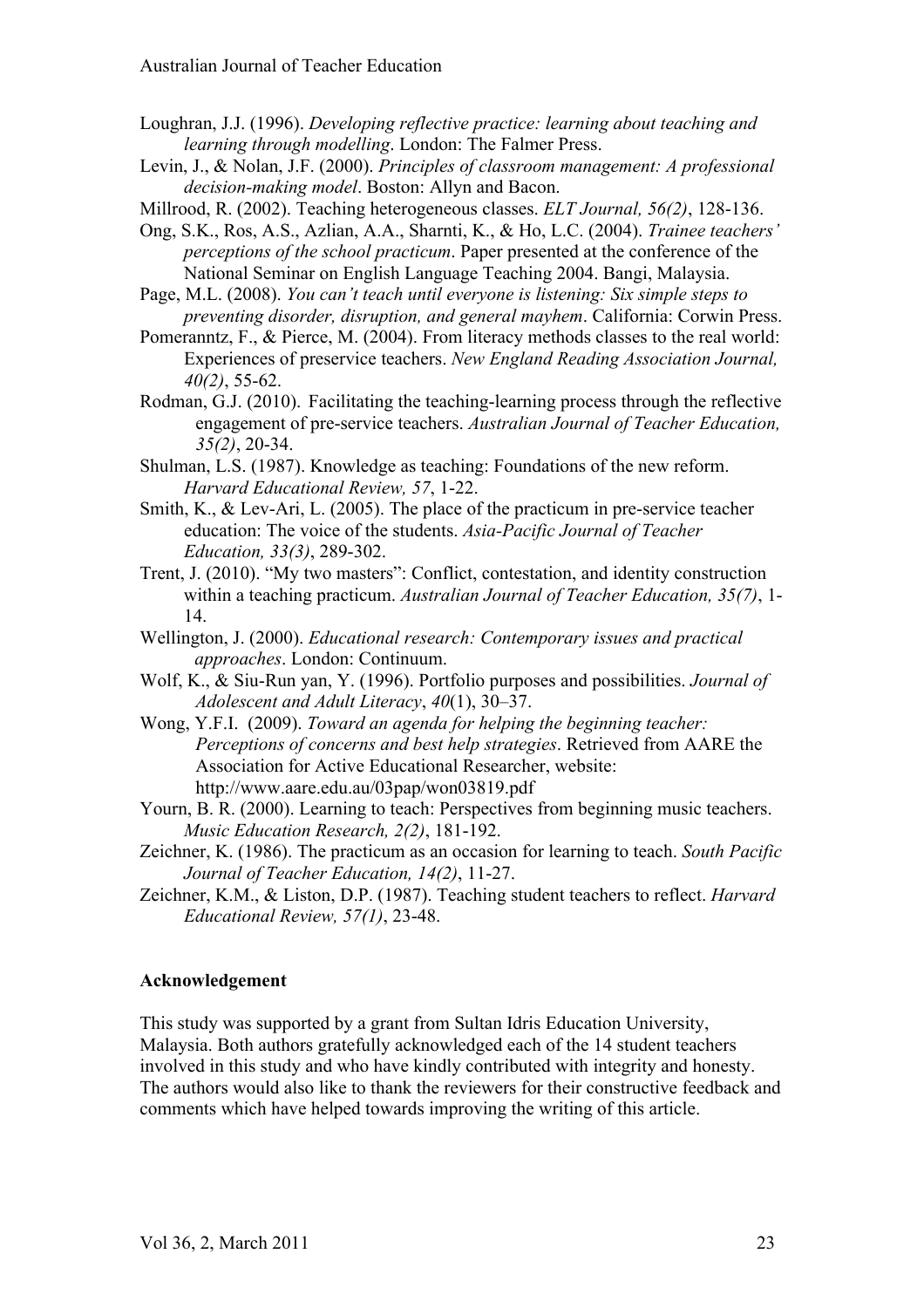Loughran, J.J. (1996). *Developing reflective practice: learning about teaching and learning through modelling*. London: The Falmer Press.

Levin, J., & Nolan, J.F. (2000). *Principles of classroom management: A professional decision-making model*. Boston: Allyn and Bacon.

Millrood, R. (2002). Teaching heterogeneous classes. *ELT Journal, 56(2)*, 128-136.

Ong, S.K., Ros, A.S., Azlian, A.A., Sharnti, K., & Ho, L.C. (2004). *Trainee teachers' perceptions of the school practicum*. Paper presented at the conference of the National Seminar on English Language Teaching 2004. Bangi, Malaysia.

Page, M.L. (2008). *You can't teach until everyone is listening: Six simple steps to preventing disorder, disruption, and general mayhem*. California: Corwin Press.

Pomeranntz, F., & Pierce, M. (2004). From literacy methods classes to the real world: Experiences of preservice teachers. *New England Reading Association Journal, 40(2)*, 55-62.

Rodman, G.J. (2010). Facilitating the teaching-learning process through the reflective engagement of pre-service teachers. *Australian Journal of Teacher Education, 35(2)*, 20-34.

Shulman, L.S. (1987). Knowledge as teaching: Foundations of the new reform. *Harvard Educational Review, 57*, 1-22.

Smith, K., & Lev-Ari, L. (2005). The place of the practicum in pre-service teacher education: The voice of the students. *Asia-Pacific Journal of Teacher Education, 33(3)*, 289-302.

Trent, J. (2010). "My two masters": Conflict, contestation, and identity construction within a teaching practicum. *Australian Journal of Teacher Education, 35(7)*, 1-14.

Wellington, J. (2000). *Educational research: Contemporary issues and practical approaches*. London: Continuum.

Wolf, K., & Siu-Run yan, Y. (1996). Portfolio purposes and possibilities. *Journal of Adolescent and Adult Literacy*, *40*(1), 30–37.

Wong, Y.F.I. (2009). *Toward an agenda for helping the beginning teacher: Perceptions of concerns and best help strategies*. Retrieved from AARE the Association for Active Educational Researcher, website: http://www.aare.edu.au/03pap/won03819.pdf

Yourn, B. R. (2000). Learning to teach: Perspectives from beginning music teachers. *Music Education Research, 2(2)*, 181-192.

Zeichner, K. (1986). The practicum as an occasion for learning to teach. *South Pacific Journal of Teacher Education, 14(2)*, 11-27.

Zeichner, K.M., & Liston, D.P. (1987). Teaching student teachers to reflect. *Harvard Educational Review, 57(1)*, 23-48.

**Acknowledgement**

This study was supported by a grant from Sultan Idris Education University, Malaysia. Both authors gratefully acknowledged each of the 14 student teachers involved in this study and who have kindly contributed with integrity and honesty. The authors would also like to thank the reviewers for their constructive feedback and comments which have helped towards improving the writing of this article.